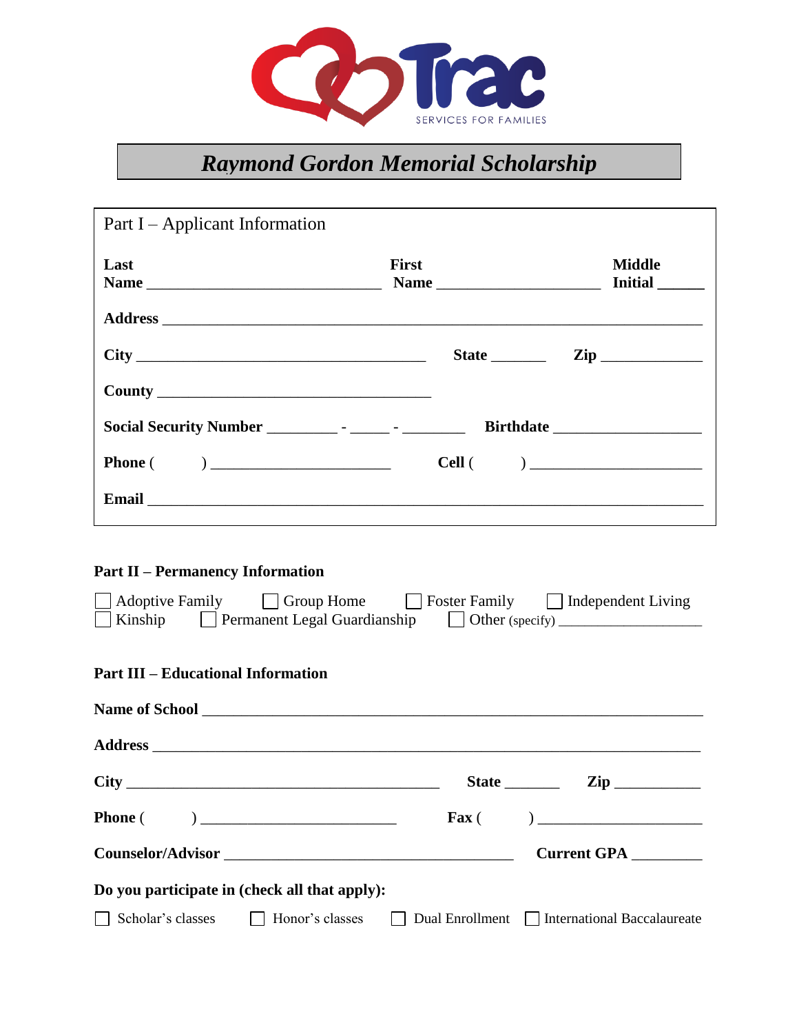Trac

SERVICES FOR FAMILIES

# *Raymond Gordon Memorial Scholarship*

## Part I – Applicant Information

**Last Name** ______________________________ **First Name** ____________________ **Middle Initial** ______

**Address** ______________________________________________________________________

**City** _____________________________________ **State** _______ **Zip** _____________

**County** ___________________________________

**Social Security Number** _________ - _____ - ________ **Birthdate** ___________________

**Phone** (       ) ______________________ **Cell** (       ) _____________________

**Email** ________________________________________________________________________

**Part II – Permanency Information**

☐ Adoptive Family ☐ Group Home ☐ Foster Family ☐ Independent Living
☐ Kinship ☐ Permanent Legal Guardianship ☐ Other (specify) ___________________

**Part III – Educational Information**

**Name of School** _______________________________________________________________

**Address** ______________________________________________________________________

**City** __________________________________________ **State** _______ **Zip** ___________

**Phone** (       ) ________________________ **Fax** (       ) _____________________

**Counselor/Advisor** _____________________________________ **Current GPA** _________

**Do you participate in (check all that apply):**

☐ Scholar's classes ☐ Honor's classes ☐ Dual Enrollment ☐ International Baccalaureate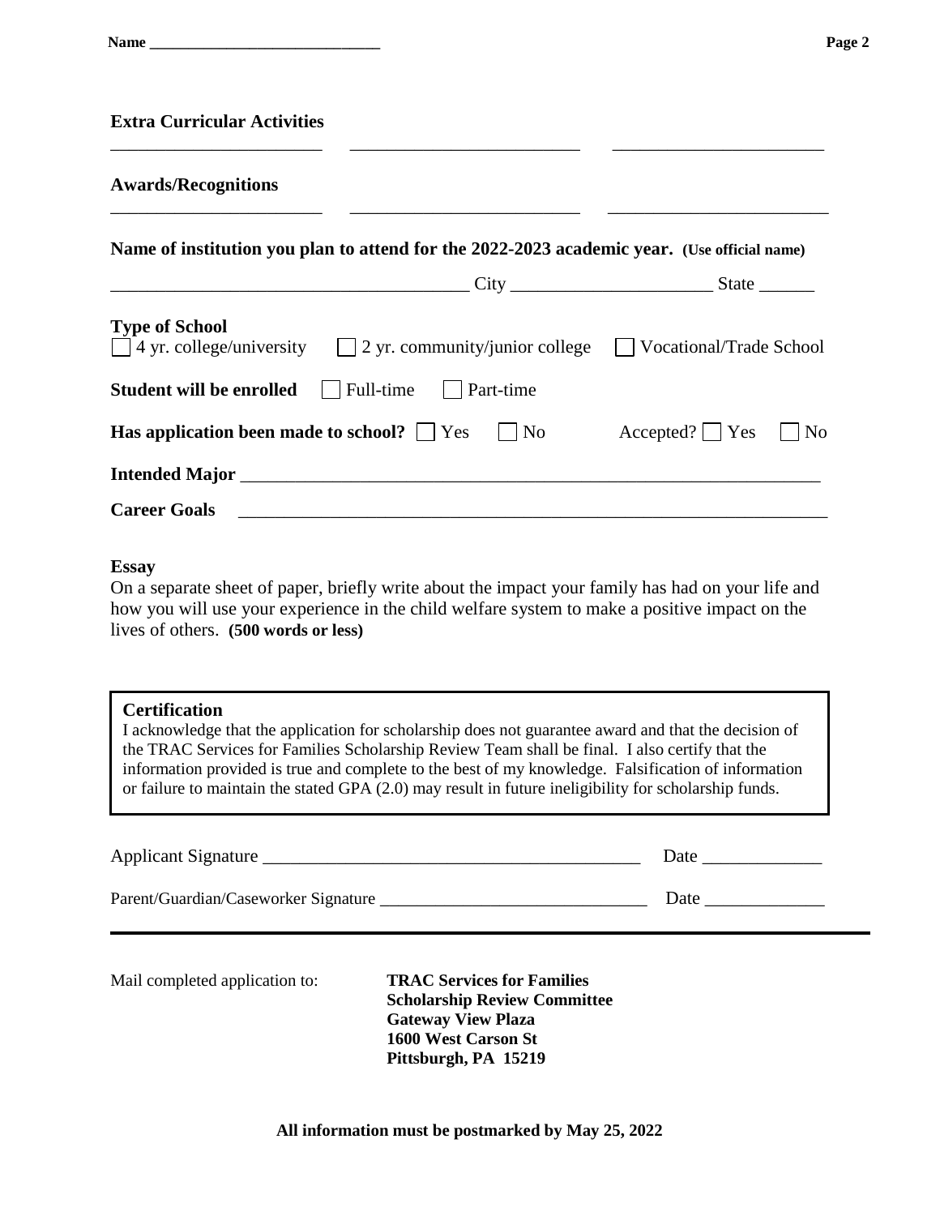**Extra Curricular Activities**

________________________ __________________________ ________________________

**Awards/Recognitions**

________________________ __________________________ ________________________

**Name of institution you plan to attend for the 2022-2023 academic year. (Use official name)**

______________________________________ City _____________________ State ______

**Type of School**
☐ 4 yr. college/university ☐ 2 yr. community/junior college ☐ Vocational/Trade School

**Student will be enrolled** ☐ Full-time ☐ Part-time

**Has application been made to school?** ☐ Yes ☐ No Accepted? ☐ Yes ☐ No

**Intended Major** ______________________________________________________________

**Career Goals** ______________________________________________________________

**Essay**

On a separate sheet of paper, briefly write about the impact your family has had on your life and how you will use your experience in the child welfare system to make a positive impact on the lives of others. **(500 words or less)**

**Certification**

I acknowledge that the application for scholarship does not guarantee award and that the decision of the TRAC Services for Families Scholarship Review Team shall be final. I also certify that the information provided is true and complete to the best of my knowledge. Falsification of information or failure to maintain the stated GPA (2.0) may result in future ineligibility for scholarship funds.

Applicant Signature ________________________________________ Date _____________

Parent/Guardian/Caseworker Signature ______________________________ Date _____________

Mail completed application to:

**TRAC Services for Families**
**Scholarship Review Committee**
**Gateway View Plaza**
**1600 West Carson St**
**Pittsburgh, PA 15219**

**All information must be postmarked by May 25, 2022**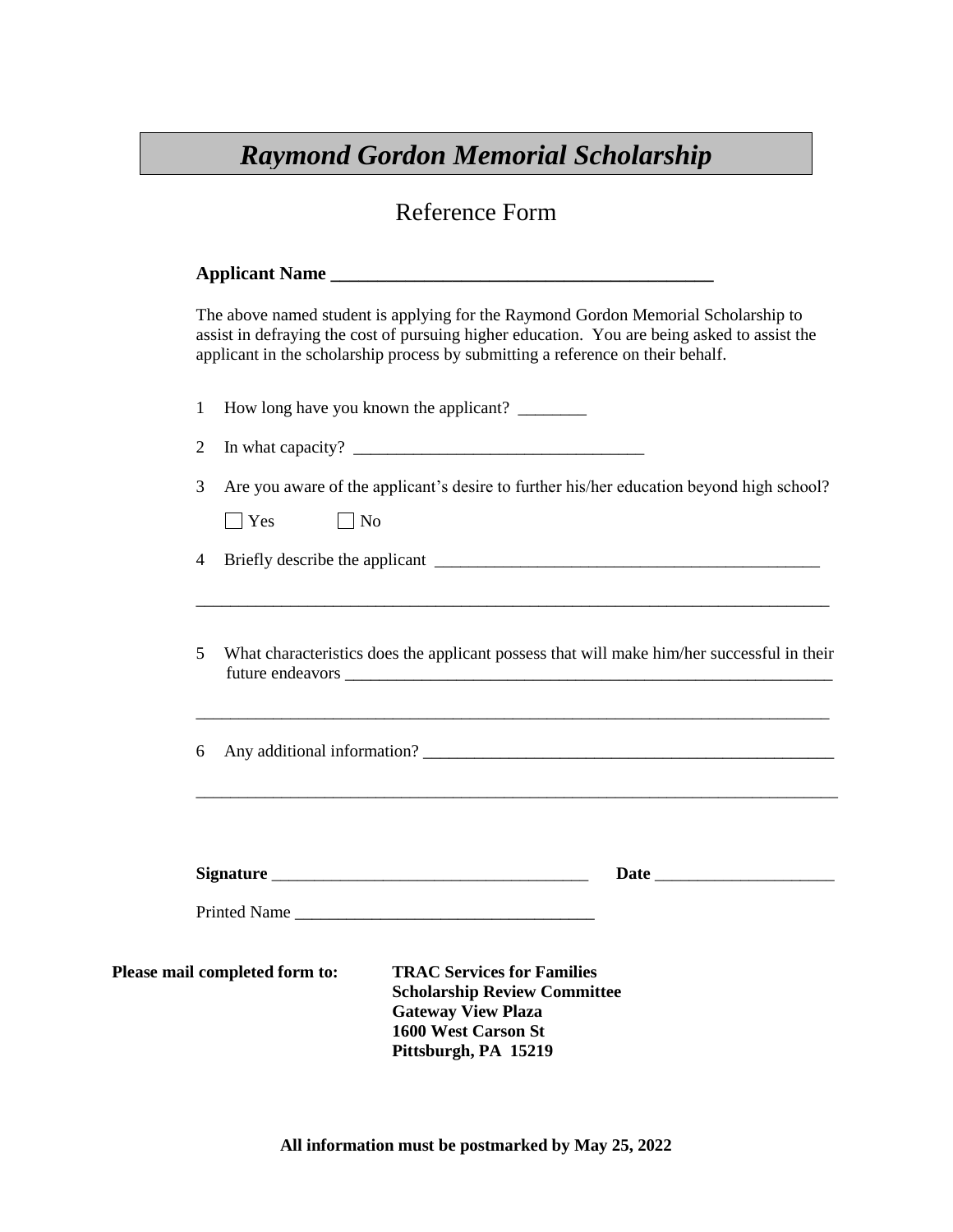# *Raymond Gordon Memorial Scholarship*

## Reference Form

**Applicant Name ___________________________________________**

The above named student is applying for the Raymond Gordon Memorial Scholarship to assist in defraying the cost of pursuing higher education. You are being asked to assist the applicant in the scholarship process by submitting a reference on their behalf.

1 How long have you known the applicant? ________

2 In what capacity? __________________________________

3 Are you aware of the applicant's desire to further his/her education beyond high school?

☐ Yes ☐ No

4 Briefly describe the applicant ______________________________________________

_____________________________________________________________________________

5 What characteristics does the applicant possess that will make him/her successful in their future endeavors ___________________________________________________________

_____________________________________________________________________________

6 Any additional information? _________________________________________________

_____________________________________________________________________________

**Signature** _____________________________________ **Date** _____________________

Printed Name ___________________________________

**Please mail completed form to:**

**TRAC Services for Families**
**Scholarship Review Committee**
**Gateway View Plaza**
**1600 West Carson St**
**Pittsburgh, PA 15219**

**All information must be postmarked by May 25, 2022**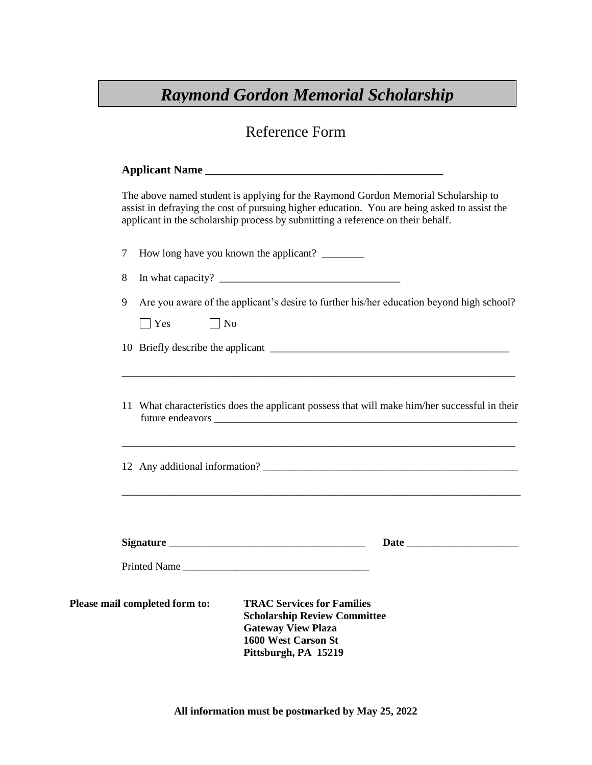# *Raymond Gordon Memorial Scholarship*

## Reference Form

**Applicant Name \_\_\_\_\_\_\_\_\_\_\_\_\_\_\_\_\_\_\_\_\_\_\_\_\_\_\_\_\_\_\_\_\_\_\_\_\_\_\_\_\_\_**

The above named student is applying for the Raymond Gordon Memorial Scholarship to assist in defraying the cost of pursuing higher education. You are being asked to assist the applicant in the scholarship process by submitting a reference on their behalf.

7 How long have you known the applicant? \_\_\_\_\_\_\_\_

8 In what capacity? \_\_\_\_\_\_\_\_\_\_\_\_\_\_\_\_\_\_\_\_\_\_\_\_\_\_\_\_\_\_\_\_\_\_

9 Are you aware of the applicant's desire to further his/her education beyond high school?

☐ Yes ☐ No

10 Briefly describe the applicant \_\_\_\_\_\_\_\_\_\_\_\_\_\_\_\_\_\_\_\_\_\_\_\_\_\_\_\_\_\_\_\_\_\_\_\_\_\_\_\_\_\_\_\_\_\_

\_\_\_\_\_\_\_\_\_\_\_\_\_\_\_\_\_\_\_\_\_\_\_\_\_\_\_\_\_\_\_\_\_\_\_\_\_\_\_\_\_\_\_\_\_\_\_\_\_\_\_\_\_\_\_\_\_\_\_\_\_\_\_\_\_\_\_\_\_\_\_\_\_\_\_\_

11 What characteristics does the applicant possess that will make him/her successful in their future endeavors \_\_\_\_\_\_\_\_\_\_\_\_\_\_\_\_\_\_\_\_\_\_\_\_\_\_\_\_\_\_\_\_\_\_\_\_\_\_\_\_\_\_\_\_\_\_\_\_\_\_\_\_\_\_\_\_\_\_\_\_

\_\_\_\_\_\_\_\_\_\_\_\_\_\_\_\_\_\_\_\_\_\_\_\_\_\_\_\_\_\_\_\_\_\_\_\_\_\_\_\_\_\_\_\_\_\_\_\_\_\_\_\_\_\_\_\_\_\_\_\_\_\_\_\_\_\_\_\_\_\_\_\_\_\_\_\_

12 Any additional information? \_\_\_\_\_\_\_\_\_\_\_\_\_\_\_\_\_\_\_\_\_\_\_\_\_\_\_\_\_\_\_\_\_\_\_\_\_\_\_\_\_\_\_\_\_\_\_\_\_\_\_

\_\_\_\_\_\_\_\_\_\_\_\_\_\_\_\_\_\_\_\_\_\_\_\_\_\_\_\_\_\_\_\_\_\_\_\_\_\_\_\_\_\_\_\_\_\_\_\_\_\_\_\_\_\_\_\_\_\_\_\_\_\_\_\_\_\_\_\_\_\_\_\_\_\_\_\_

**Signature** \_\_\_\_\_\_\_\_\_\_\_\_\_\_\_\_\_\_\_\_\_\_\_\_\_\_\_\_\_\_\_\_\_\_\_\_\_ **Date** \_\_\_\_\_\_\_\_\_\_\_\_\_\_\_\_\_\_\_\_\_

Printed Name \_\_\_\_\_\_\_\_\_\_\_\_\_\_\_\_\_\_\_\_\_\_\_\_\_\_\_\_\_\_\_\_\_\_\_

**Please mail completed form to:**

**TRAC Services for Families**
**Scholarship Review Committee**
**Gateway View Plaza**
**1600 West Carson St**
**Pittsburgh, PA 15219**

**All information must be postmarked by May 25, 2022**